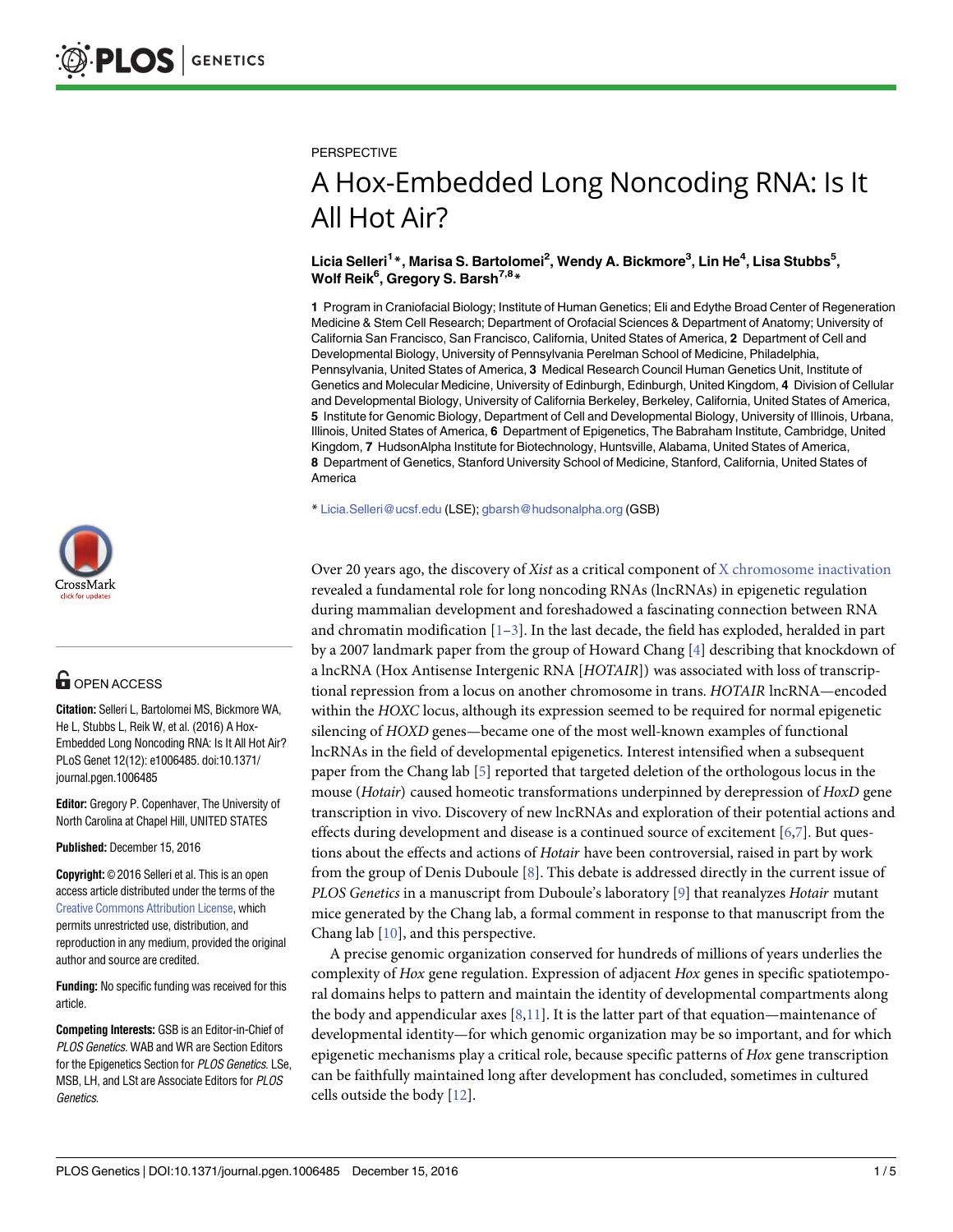PERSPECTIVE

# A Hox-Embedded Long Noncoding RNA: Is It All Hot Air?

**Licia Selleri[1]*, Marisa S. Bartolomei[2], Wendy A. Bickmore[3], Lin He[4], Lisa Stubbs[5], Wolf Reik[6], Gregory S. Barsh[7,8]***

**1** Program in Craniofacial Biology; Institute of Human Genetics; Eli and Edythe Broad Center of Regeneration Medicine & Stem Cell Research; Department of Orofacial Sciences & Department of Anatomy; University of California San Francisco, San Francisco, California, United States of America, **2** Department of Cell and Developmental Biology, University of Pennsylvania Perelman School of Medicine, Philadelphia, Pennsylvania, United States of America, **3** Medical Research Council Human Genetics Unit, Institute of Genetics and Molecular Medicine, University of Edinburgh, Edinburgh, United Kingdom, **4** Division of Cellular and Developmental Biology, University of California Berkeley, Berkeley, California, United States of America, **5** Institute for Genomic Biology, Department of Cell and Developmental Biology, University of Illinois, Urbana, Illinois, United States of America, **6** Department of Epigenetics, The Babraham Institute, Cambridge, United Kingdom, **7** HudsonAlpha Institute for Biotechnology, Huntsville, Alabama, United States of America, **8** Department of Genetics, Stanford University School of Medicine, Stanford, California, United States of America

* Licia.Selleri@ucsf.edu (LSE); gbarsh@hudsonalpha.org (GSB)

OPEN ACCESS

**Citation:** Selleri L, Bartolomei MS, Bickmore WA, He L, Stubbs L, Reik W, et al. (2016) A Hox-Embedded Long Noncoding RNA: Is It All Hot Air? PLoS Genet 12(12): e1006485. doi:10.1371/journal.pgen.1006485

**Editor:** Gregory P. Copenhaver, The University of North Carolina at Chapel Hill, UNITED STATES

**Published:** December 15, 2016

**Copyright:** © 2016 Selleri et al. This is an open access article distributed under the terms of the Creative Commons Attribution License, which permits unrestricted use, distribution, and reproduction in any medium, provided the original author and source are credited.

**Funding:** No specific funding was received for this article.

**Competing Interests:** GSB is an Editor-in-Chief of *PLOS Genetics*. WAB and WR are Section Editors for the Epigenetics Section for *PLOS Genetics*. LSe, MSB, LH, and LSt are Associate Editors for *PLOS Genetics*.

Over 20 years ago, the discovery of *Xist* as a critical component of X chromosome inactivation revealed a fundamental role for long noncoding RNAs (lncRNAs) in epigenetic regulation during mammalian development and foreshadowed a fascinating connection between RNA and chromatin modification [1–3]. In the last decade, the field has exploded, heralded in part by a 2007 landmark paper from the group of Howard Chang [4] describing that knockdown of a lncRNA (Hox Antisense Intergenic RNA [*HOTAIR*]) was associated with loss of transcriptional repression from a locus on another chromosome in trans. *HOTAIR* lncRNA—encoded within the *HOXC* locus, although its expression seemed to be required for normal epigenetic silencing of *HOXD* genes—became one of the most well-known examples of functional lncRNAs in the field of developmental epigenetics. Interest intensified when a subsequent paper from the Chang lab [5] reported that targeted deletion of the orthologous locus in the mouse (*Hotair*) caused homeotic transformations underpinned by derepression of *HoxD* gene transcription in vivo. Discovery of new lncRNAs and exploration of their potential actions and effects during development and disease is a continued source of excitement [6,7]. But questions about the effects and actions of *Hotair* have been controversial, raised in part by work from the group of Denis Duboule [8]. This debate is addressed directly in the current issue of *PLOS Genetics* in a manuscript from Duboule's laboratory [9] that reanalyzes *Hotair* mutant mice generated by the Chang lab, a formal comment in response to that manuscript from the Chang lab [10], and this perspective.

A precise genomic organization conserved for hundreds of millions of years underlies the complexity of *Hox* gene regulation. Expression of adjacent *Hox* genes in specific spatiotemporal domains helps to pattern and maintain the identity of developmental compartments along the body and appendicular axes [8,11]. It is the latter part of that equation—maintenance of developmental identity—for which genomic organization may be so important, and for which epigenetic mechanisms play a critical role, because specific patterns of *Hox* gene transcription can be faithfully maintained long after development has concluded, sometimes in cultured cells outside the body [12].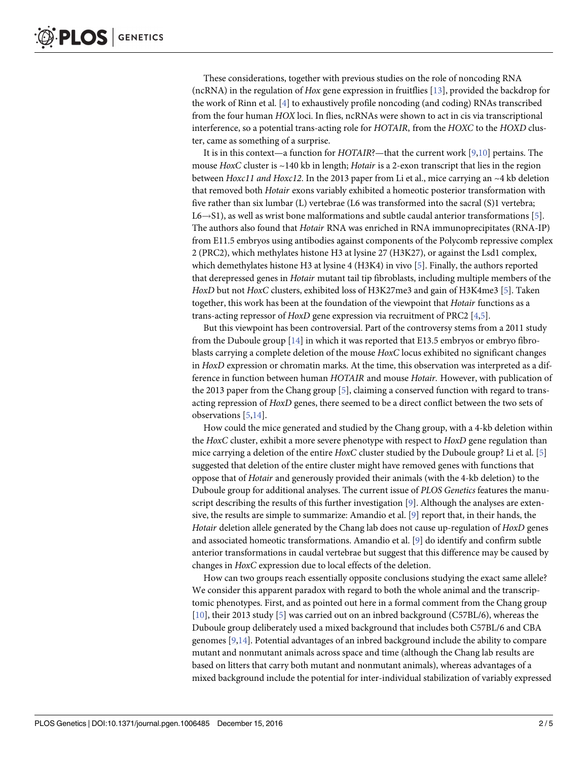These considerations, together with previous studies on the role of noncoding RNA (ncRNA) in the regulation of *Hox* gene expression in fruitflies [13], provided the backdrop for the work of Rinn et al. [4] to exhaustively profile noncoding (and coding) RNAs transcribed from the four human *HOX* loci. In flies, ncRNAs were shown to act in cis via transcriptional interference, so a potential trans-acting role for *HOTAIR*, from the *HOXC* to the *HOXD* cluster, came as something of a surprise.

It is in this context—a function for *HOTAIR*?—that the current work [9,10] pertains. The mouse *HoxC* cluster is ~140 kb in length; *Hotair* is a 2-exon transcript that lies in the region between *Hoxc11 and Hoxc12*. In the 2013 paper from Li et al., mice carrying an ~4 kb deletion that removed both *Hotair* exons variably exhibited a homeotic posterior transformation with five rather than six lumbar (L) vertebrae (L6 was transformed into the sacral (S)1 vertebra; L6→S1), as well as wrist bone malformations and subtle caudal anterior transformations [5]. The authors also found that *Hotair* RNA was enriched in RNA immunoprecipitates (RNA-IP) from E11.5 embryos using antibodies against components of the Polycomb repressive complex 2 (PRC2), which methylates histone H3 at lysine 27 (H3K27), or against the Lsd1 complex, which demethylates histone H3 at lysine 4 (H3K4) in vivo [5]. Finally, the authors reported that derepressed genes in *Hotair* mutant tail tip fibroblasts, including multiple members of the *HoxD* but not *HoxC* clusters, exhibited loss of H3K27me3 and gain of H3K4me3 [5]. Taken together, this work has been at the foundation of the viewpoint that *Hotair* functions as a trans-acting repressor of *HoxD* gene expression via recruitment of PRC2 [4,5].

But this viewpoint has been controversial. Part of the controversy stems from a 2011 study from the Duboule group [14] in which it was reported that E13.5 embryos or embryo fibroblasts carrying a complete deletion of the mouse *HoxC* locus exhibited no significant changes in *HoxD* expression or chromatin marks. At the time, this observation was interpreted as a difference in function between human *HOTAIR* and mouse *Hotair*. However, with publication of the 2013 paper from the Chang group [5], claiming a conserved function with regard to trans-acting repression of *HoxD* genes, there seemed to be a direct conflict between the two sets of observations [5,14].

How could the mice generated and studied by the Chang group, with a 4-kb deletion within the *HoxC* cluster, exhibit a more severe phenotype with respect to *HoxD* gene regulation than mice carrying a deletion of the entire *HoxC* cluster studied by the Duboule group? Li et al. [5] suggested that deletion of the entire cluster might have removed genes with functions that oppose that of *Hotair* and generously provided their animals (with the 4-kb deletion) to the Duboule group for additional analyses. The current issue of *PLOS Genetics* features the manuscript describing the results of this further investigation [9]. Although the analyses are extensive, the results are simple to summarize: Amandio et al. [9] report that, in their hands, the *Hotair* deletion allele generated by the Chang lab does not cause up-regulation of *HoxD* genes and associated homeotic transformations. Amandio et al. [9] do identify and confirm subtle anterior transformations in caudal vertebrae but suggest that this difference may be caused by changes in *HoxC* expression due to local effects of the deletion.

How can two groups reach essentially opposite conclusions studying the exact same allele? We consider this apparent paradox with regard to both the whole animal and the transcriptomic phenotypes. First, and as pointed out here in a formal comment from the Chang group [10], their 2013 study [5] was carried out on an inbred background (C57BL/6), whereas the Duboule group deliberately used a mixed background that includes both C57BL/6 and CBA genomes [9,14]. Potential advantages of an inbred background include the ability to compare mutant and nonmutant animals across space and time (although the Chang lab results are based on litters that carry both mutant and nonmutant animals), whereas advantages of a mixed background include the potential for inter-individual stabilization of variably expressed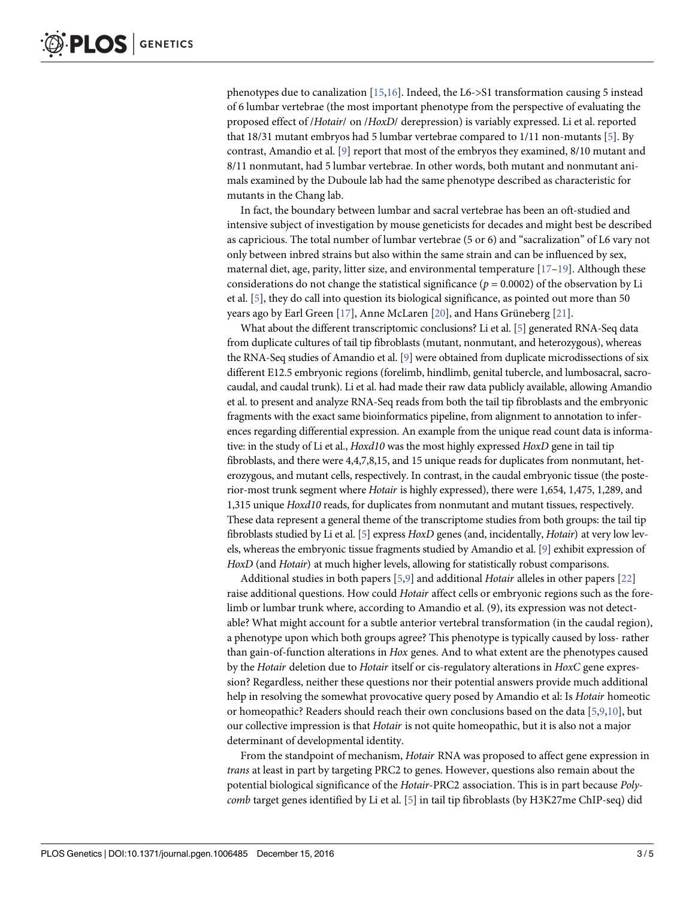phenotypes due to canalization [15,16]. Indeed, the L6->S1 transformation causing 5 instead of 6 lumbar vertebrae (the most important phenotype from the perspective of evaluating the proposed effect of /*Hotair*/ on /*HoxD*/ derepression) is variably expressed. Li et al. reported that 18/31 mutant embryos had 5 lumbar vertebrae compared to 1/11 non-mutants [5]. By contrast, Amandio et al. [9] report that most of the embryos they examined, 8/10 mutant and 8/11 nonmutant, had 5 lumbar vertebrae. In other words, both mutant and nonmutant animals examined by the Duboule lab had the same phenotype described as characteristic for mutants in the Chang lab.

In fact, the boundary between lumbar and sacral vertebrae has been an oft-studied and intensive subject of investigation by mouse geneticists for decades and might best be described as capricious. The total number of lumbar vertebrae (5 or 6) and "sacralization" of L6 vary not only between inbred strains but also within the same strain and can be influenced by sex, maternal diet, age, parity, litter size, and environmental temperature [17–19]. Although these considerations do not change the statistical significance ($p = 0.0002$) of the observation by Li et al. [5], they do call into question its biological significance, as pointed out more than 50 years ago by Earl Green [17], Anne McLaren [20], and Hans Grüneberg [21].

What about the different transcriptomic conclusions? Li et al. [5] generated RNA-Seq data from duplicate cultures of tail tip fibroblasts (mutant, nonmutant, and heterozygous), whereas the RNA-Seq studies of Amandio et al. [9] were obtained from duplicate microdissections of six different E12.5 embryonic regions (forelimb, hindlimb, genital tubercle, and lumbosacral, sacrocaudal, and caudal trunk). Li et al. had made their raw data publicly available, allowing Amandio et al. to present and analyze RNA-Seq reads from both the tail tip fibroblasts and the embryonic fragments with the exact same bioinformatics pipeline, from alignment to annotation to inferences regarding differential expression. An example from the unique read count data is informative: in the study of Li et al., *Hoxd10* was the most highly expressed *HoxD* gene in tail tip fibroblasts, and there were 4,4,7,8,15, and 15 unique reads for duplicates from nonmutant, heterozygous, and mutant cells, respectively. In contrast, in the caudal embryonic tissue (the posterior-most trunk segment where *Hotair* is highly expressed), there were 1,654, 1,475, 1,289, and 1,315 unique *Hoxd10* reads, for duplicates from nonmutant and mutant tissues, respectively. These data represent a general theme of the transcriptome studies from both groups: the tail tip fibroblasts studied by Li et al. [5] express *HoxD* genes (and, incidentally, *Hotair*) at very low levels, whereas the embryonic tissue fragments studied by Amandio et al. [9] exhibit expression of *HoxD* (and *Hotair*) at much higher levels, allowing for statistically robust comparisons.

Additional studies in both papers [5,9] and additional *Hotair* alleles in other papers [22] raise additional questions. How could *Hotair* affect cells or embryonic regions such as the forelimb or lumbar trunk where, according to Amandio et al. (9), its expression was not detectable? What might account for a subtle anterior vertebral transformation (in the caudal region), a phenotype upon which both groups agree? This phenotype is typically caused by loss- rather than gain-of-function alterations in *Hox* genes. And to what extent are the phenotypes caused by the *Hotair* deletion due to *Hotair* itself or cis-regulatory alterations in *HoxC* gene expression? Regardless, neither these questions nor their potential answers provide much additional help in resolving the somewhat provocative query posed by Amandio et al: Is *Hotair* homeotic or homeopathic? Readers should reach their own conclusions based on the data [5,9,10], but our collective impression is that *Hotair* is not quite homeopathic, but it is also not a major determinant of developmental identity.

From the standpoint of mechanism, *Hotair* RNA was proposed to affect gene expression in *trans* at least in part by targeting PRC2 to genes. However, questions also remain about the potential biological significance of the *Hotair*-PRC2 association. This is in part because *Polycomb* target genes identified by Li et al. [5] in tail tip fibroblasts (by H3K27me ChIP-seq) did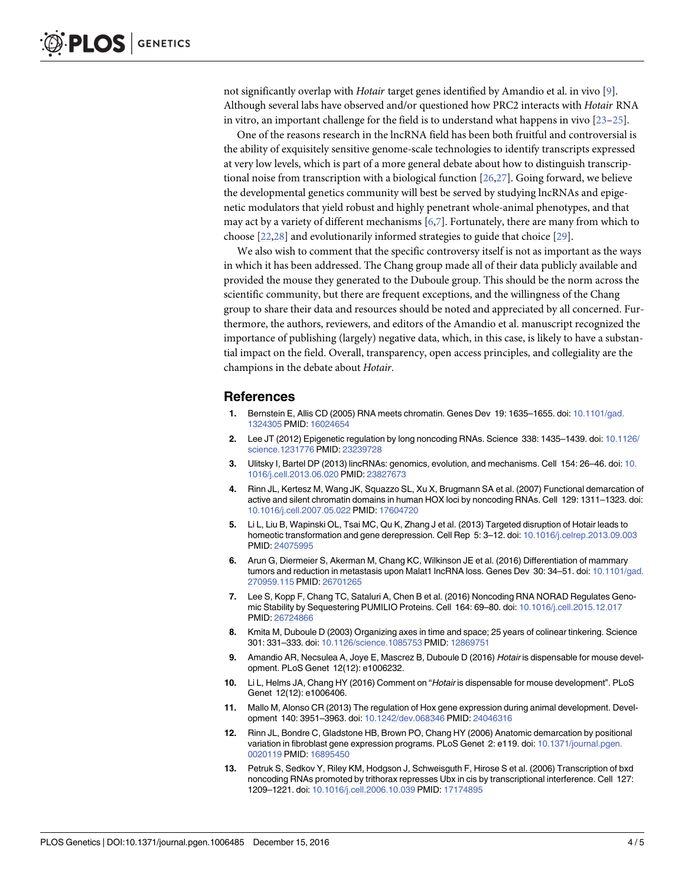not significantly overlap with *Hotair* target genes identified by Amandio et al. in vivo [9]. Although several labs have observed and/or questioned how PRC2 interacts with *Hotair* RNA in vitro, an important challenge for the field is to understand what happens in vivo [23–25].

One of the reasons research in the lncRNA field has been both fruitful and controversial is the ability of exquisitely sensitive genome-scale technologies to identify transcripts expressed at very low levels, which is part of a more general debate about how to distinguish transcriptional noise from transcription with a biological function [26,27]. Going forward, we believe the developmental genetics community will best be served by studying lncRNAs and epigenetic modulators that yield robust and highly penetrant whole-animal phenotypes, and that may act by a variety of different mechanisms [6,7]. Fortunately, there are many from which to choose [22,28] and evolutionarily informed strategies to guide that choice [29].

We also wish to comment that the specific controversy itself is not as important as the ways in which it has been addressed. The Chang group made all of their data publicly available and provided the mouse they generated to the Duboule group. This should be the norm across the scientific community, but there are frequent exceptions, and the willingness of the Chang group to share their data and resources should be noted and appreciated by all concerned. Furthermore, the authors, reviewers, and editors of the Amandio et al. manuscript recognized the importance of publishing (largely) negative data, which, in this case, is likely to have a substantial impact on the field. Overall, transparency, open access principles, and collegiality are the champions in the debate about *Hotair*.

## References

1. Bernstein E, Allis CD (2005) RNA meets chromatin. Genes Dev 19: 1635–1655. doi: 10.1101/gad.1324305 PMID: 16024654
2. Lee JT (2012) Epigenetic regulation by long noncoding RNAs. Science 338: 1435–1439. doi: 10.1126/science.1231776 PMID: 23239728
3. Ulitsky I, Bartel DP (2013) lincRNAs: genomics, evolution, and mechanisms. Cell 154: 26–46. doi: 10.1016/j.cell.2013.06.020 PMID: 23827673
4. Rinn JL, Kertesz M, Wang JK, Squazzo SL, Xu X, Brugmann SA et al. (2007) Functional demarcation of active and silent chromatin domains in human HOX loci by noncoding RNAs. Cell 129: 1311–1323. doi: 10.1016/j.cell.2007.05.022 PMID: 17604720
5. Li L, Liu B, Wapinski OL, Tsai MC, Qu K, Zhang J et al. (2013) Targeted disruption of Hotair leads to homeotic transformation and gene derepression. Cell Rep 5: 3–12. doi: 10.1016/j.celrep.2013.09.003 PMID: 24075995
6. Arun G, Diermeier S, Akerman M, Chang KC, Wilkinson JE et al. (2016) Differentiation of mammary tumors and reduction in metastasis upon Malat1 lncRNA loss. Genes Dev 30: 34–51. doi: 10.1101/gad.270959.115 PMID: 26701265
7. Lee S, Kopp F, Chang TC, Sataluri A, Chen B et al. (2016) Noncoding RNA NORAD Regulates Genomic Stability by Sequestering PUMILIO Proteins. Cell 164: 69–80. doi: 10.1016/j.cell.2015.12.017 PMID: 26724866
8. Kmita M, Duboule D (2003) Organizing axes in time and space; 25 years of colinear tinkering. Science 301: 331–333. doi: 10.1126/science.1085753 PMID: 12869751
9. Amandio AR, Necsulea A, Joye E, Mascrez B, Duboule D (2016) *Hotair* is dispensable for mouse development. PLoS Genet 12(12): e1006232.
10. Li L, Helms JA, Chang HY (2016) Comment on "*Hotair* is dispensable for mouse development". PLoS Genet 12(12): e1006406.
11. Mallo M, Alonso CR (2013) The regulation of Hox gene expression during animal development. Development 140: 3951–3963. doi: 10.1242/dev.068346 PMID: 24046316
12. Rinn JL, Bondre C, Gladstone HB, Brown PO, Chang HY (2006) Anatomic demarcation by positional variation in fibroblast gene expression programs. PLoS Genet 2: e119. doi: 10.1371/journal.pgen.0020119 PMID: 16895450
13. Petruk S, Sedkov Y, Riley KM, Hodgson J, Schweisguth F, Hirose S et al. (2006) Transcription of bxd noncoding RNAs promoted by trithorax represses Ubx in cis by transcriptional interference. Cell 127: 1209–1221. doi: 10.1016/j.cell.2006.10.039 PMID: 17174895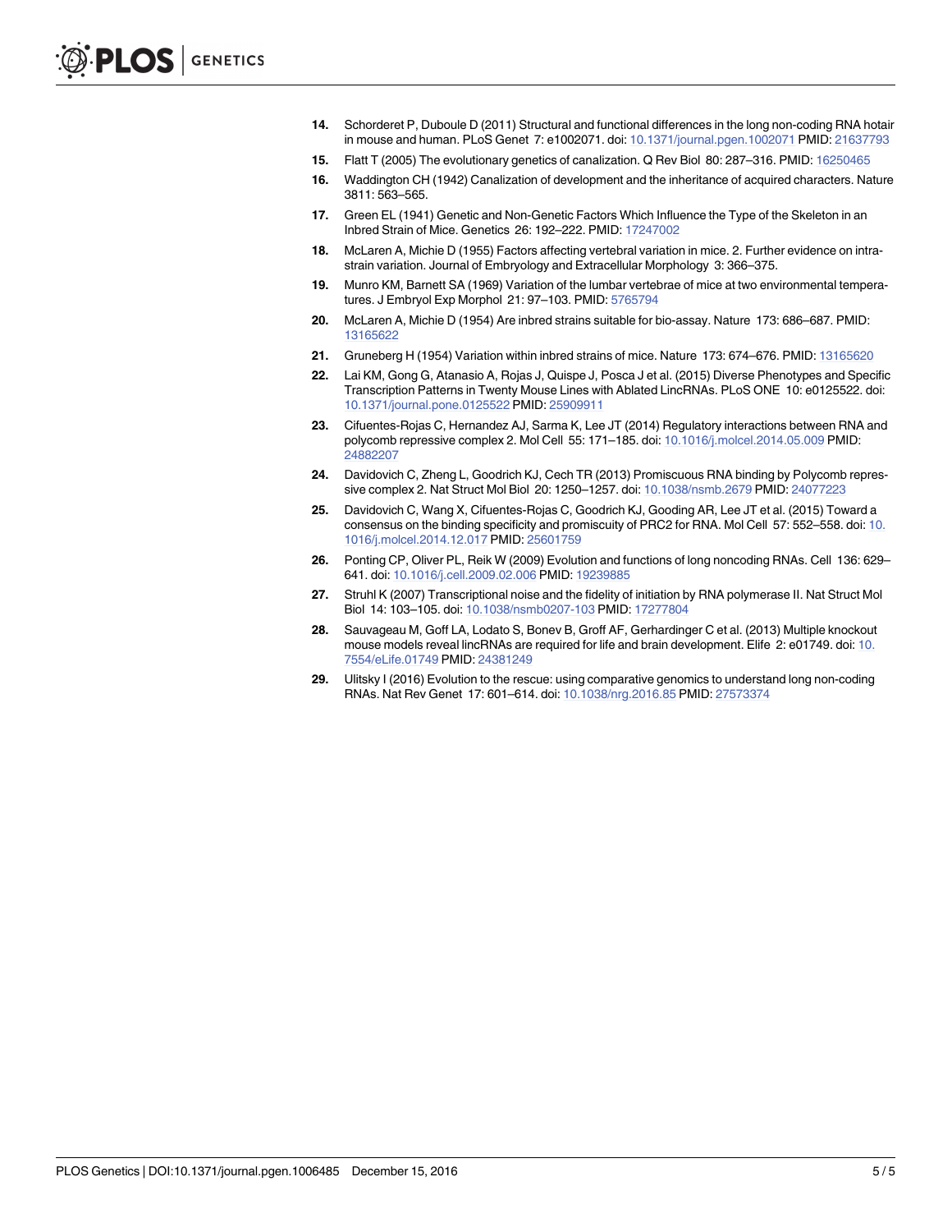14. Schorderet P, Duboule D (2011) Structural and functional differences in the long non-coding RNA hotair in mouse and human. PLoS Genet 7: e1002071. doi: 10.1371/journal.pgen.1002071 PMID: 21637793
15. Flatt T (2005) The evolutionary genetics of canalization. Q Rev Biol 80: 287–316. PMID: 16250465
16. Waddington CH (1942) Canalization of development and the inheritance of acquired characters. Nature 3811: 563–565.
17. Green EL (1941) Genetic and Non-Genetic Factors Which Influence the Type of the Skeleton in an Inbred Strain of Mice. Genetics 26: 192–222. PMID: 17247002
18. McLaren A, Michie D (1955) Factors affecting vertebral variation in mice. 2. Further evidence on intra-strain variation. Journal of Embryology and Extracellular Morphology 3: 366–375.
19. Munro KM, Barnett SA (1969) Variation of the lumbar vertebrae of mice at two environmental temperatures. J Embryol Exp Morphol 21: 97–103. PMID: 5765794
20. McLaren A, Michie D (1954) Are inbred strains suitable for bio-assay. Nature 173: 686–687. PMID: 13165622
21. Gruneberg H (1954) Variation within inbred strains of mice. Nature 173: 674–676. PMID: 13165620
22. Lai KM, Gong G, Atanasio A, Rojas J, Quispe J, Posca J et al. (2015) Diverse Phenotypes and Specific Transcription Patterns in Twenty Mouse Lines with Ablated LincRNAs. PLoS ONE 10: e0125522. doi: 10.1371/journal.pone.0125522 PMID: 25909911
23. Cifuentes-Rojas C, Hernandez AJ, Sarma K, Lee JT (2014) Regulatory interactions between RNA and polycomb repressive complex 2. Mol Cell 55: 171–185. doi: 10.1016/j.molcel.2014.05.009 PMID: 24882207
24. Davidovich C, Zheng L, Goodrich KJ, Cech TR (2013) Promiscuous RNA binding by Polycomb repressive complex 2. Nat Struct Mol Biol 20: 1250–1257. doi: 10.1038/nsmb.2679 PMID: 24077223
25. Davidovich C, Wang X, Cifuentes-Rojas C, Goodrich KJ, Gooding AR, Lee JT et al. (2015) Toward a consensus on the binding specificity and promiscuity of PRC2 for RNA. Mol Cell 57: 552–558. doi: 10.1016/j.molcel.2014.12.017 PMID: 25601759
26. Ponting CP, Oliver PL, Reik W (2009) Evolution and functions of long noncoding RNAs. Cell 136: 629–641. doi: 10.1016/j.cell.2009.02.006 PMID: 19239885
27. Struhl K (2007) Transcriptional noise and the fidelity of initiation by RNA polymerase II. Nat Struct Mol Biol 14: 103–105. doi: 10.1038/nsmb0207-103 PMID: 17277804
28. Sauvageau M, Goff LA, Lodato S, Bonev B, Groff AF, Gerhardinger C et al. (2013) Multiple knockout mouse models reveal lincRNAs are required for life and brain development. Elife 2: e01749. doi: 10.7554/eLife.01749 PMID: 24381249
29. Ulitsky I (2016) Evolution to the rescue: using comparative genomics to understand long non-coding RNAs. Nat Rev Genet 17: 601–614. doi: 10.1038/nrg.2016.85 PMID: 27573374